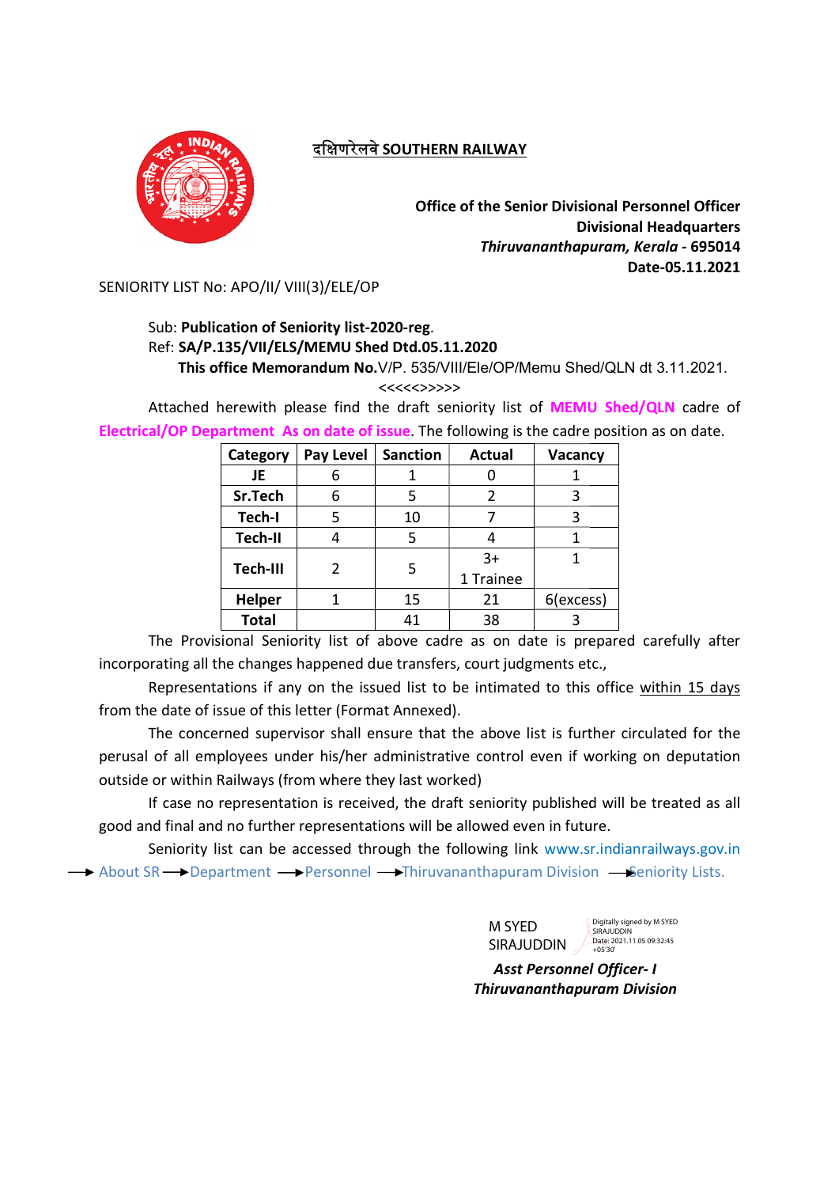दक्षिणरेलवे SOUTHERN RAILWAY

**Office of the Senior Divisional Personnel Officer**
**Divisional Headquarters**
***Thiruvananthapuram, Kerala* - 695014**
**Date-05.11.2021**

SENIORITY LIST No: APO/II/ VIII(3)/ELE/OP

Sub: **Publication of Seniority list-2020-reg**.
Ref: **SA/P.135/VII/ELS/MEMU Shed Dtd.05.11.2020**
**This office Memorandum No.**V/P. 535/VIII/Ele/OP/Memu Shed/QLN dt 3.11.2021.

<<<<<>>>>>

Attached herewith please find the draft seniority list of **MEMU Shed/QLN** cadre of **Electrical/OP Department As on date of issue**. The following is the cadre position as on date.

| Category | Pay Level | Sanction | Actual | Vacancy |
|---|---|---|---|---|
| **JE** | 6 | 1 | 0 | 1 |
| **Sr.Tech** | 6 | 5 | 2 | 3 |
| **Tech-I** | 5 | 10 | 7 | 3 |
| **Tech-II** | 4 | 5 | 4 | 1 |
| **Tech-III** | 2 | 5 | 3+ 1 Trainee | 1 |
| **Helper** | 1 | 15 | 21 | 6(excess) |
| **Total** | | 41 | 38 | 3 |

The Provisional Seniority list of above cadre as on date is prepared carefully after incorporating all the changes happened due transfers, court judgments etc.,

Representations if any on the issued list to be intimated to this office within 15 days from the date of issue of this letter (Format Annexed).

The concerned supervisor shall ensure that the above list is further circulated for the perusal of all employees under his/her administrative control even if working on deputation outside or within Railways (from where they last worked)

If case no representation is received, the draft seniority published will be treated as all good and final and no further representations will be allowed even in future.

Seniority list can be accessed through the following link www.sr.indianrailways.gov.in → About SR → Department → Personnel → Thiruvananthapuram Division → Seniority Lists.

M SYED SIRAJUDDIN
Digitally signed by M SYED SIRAJUDDIN
Date: 2021.11.05 09:32:45 +05'30'

***Asst Personnel Officer- I***
***Thiruvananthapuram Division***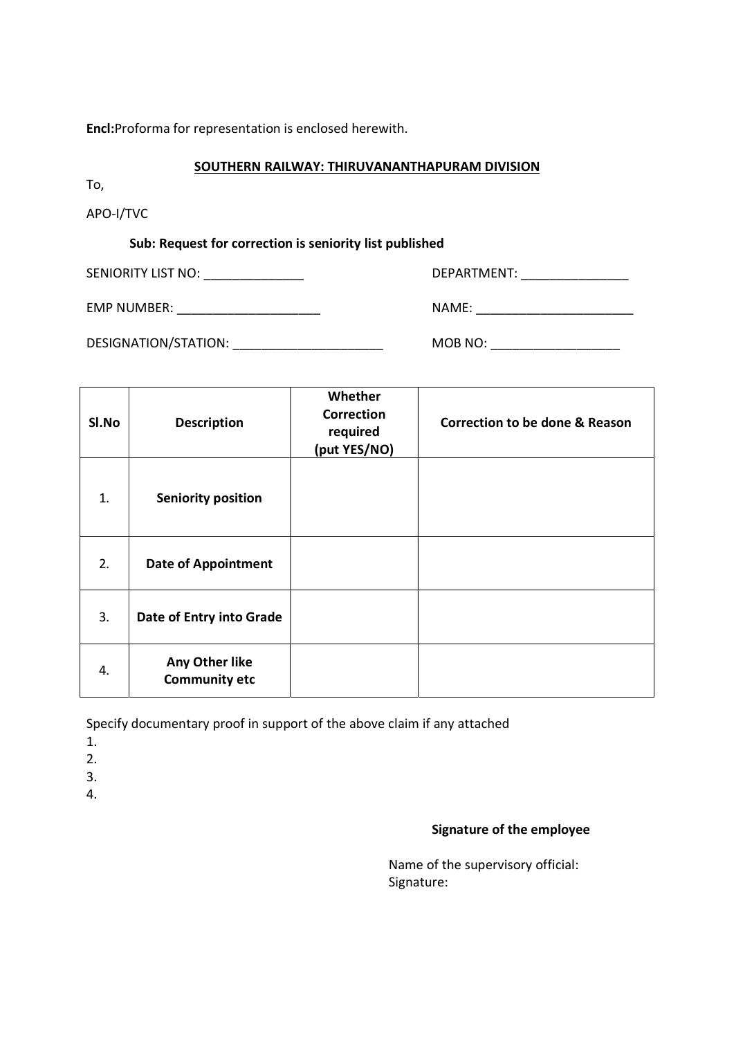**Encl:**Proforma for representation is enclosed herewith.

**SOUTHERN RAILWAY: THIRUVANANTHAPURAM DIVISION**

To,

APO-I/TVC

**Sub: Request for correction is seniority list published**

SENIORITY LIST NO: ______________ DEPARTMENT: _______________

EMP NUMBER: ____________________ NAME: ______________________

DESIGNATION/STATION: _____________________ MOB NO: __________________

| Sl.No | Description | Whether Correction required (put YES/NO) | Correction to be done & Reason |
|---|---|---|---|
| 1. | **Seniority position** | | |
| 2. | **Date of Appointment** | | |
| 3. | **Date of Entry into Grade** | | |
| 4. | **Any Other like Community etc** | | |

Specify documentary proof in support of the above claim if any attached

1.
2.
3.
4.

**Signature of the employee**

Name of the supervisory official:
Signature: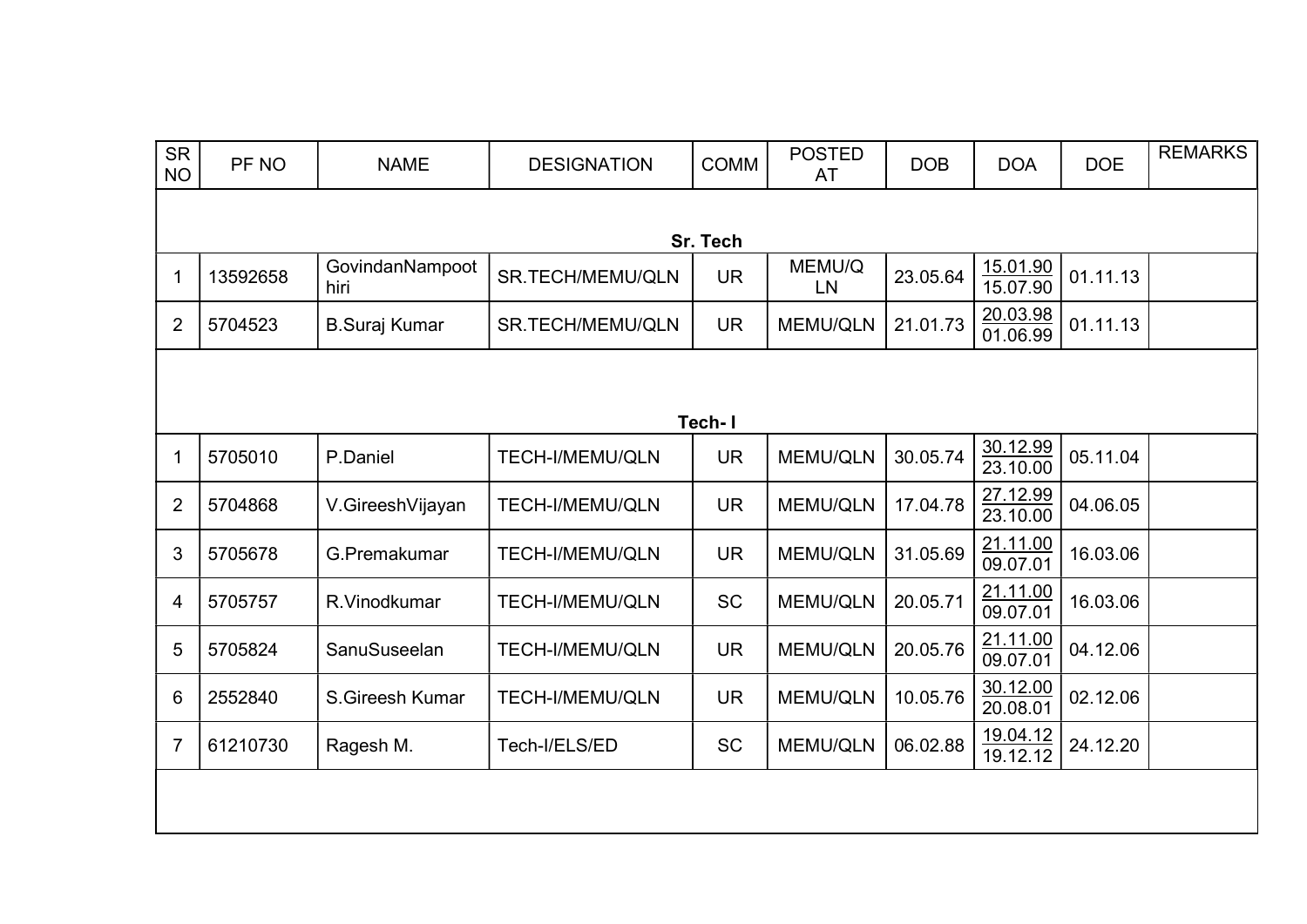| SR NO | PF NO | NAME | DESIGNATION | COMM | POSTED AT | DOB | DOA | DOE | REMARKS |
|---|---|---|---|---|---|---|---|---|---|
| **Sr. Tech** | | | | | | | | | |
| 1 | 13592658 | GovindanNampoothiri | SR.TECH/MEMU/QLN | UR | MEMU/QLN | 23.05.64 | 15.01.90 / 15.07.90 | 01.11.13 | |
| 2 | 5704523 | B.Suraj Kumar | SR.TECH/MEMU/QLN | UR | MEMU/QLN | 21.01.73 | 20.03.98 / 01.06.99 | 01.11.13 | |
| **Tech- I** | | | | | | | | | |
| 1 | 5705010 | P.Daniel | TECH-I/MEMU/QLN | UR | MEMU/QLN | 30.05.74 | 30.12.99 / 23.10.00 | 05.11.04 | |
| 2 | 5704868 | V.GireeshVijayan | TECH-I/MEMU/QLN | UR | MEMU/QLN | 17.04.78 | 27.12.99 / 23.10.00 | 04.06.05 | |
| 3 | 5705678 | G.Premakumar | TECH-I/MEMU/QLN | UR | MEMU/QLN | 31.05.69 | 21.11.00 / 09.07.01 | 16.03.06 | |
| 4 | 5705757 | R.Vinodkumar | TECH-I/MEMU/QLN | SC | MEMU/QLN | 20.05.71 | 21.11.00 / 09.07.01 | 16.03.06 | |
| 5 | 5705824 | SanuSuseelan | TECH-I/MEMU/QLN | UR | MEMU/QLN | 20.05.76 | 21.11.00 / 09.07.01 | 04.12.06 | |
| 6 | 2552840 | S.Gireesh Kumar | TECH-I/MEMU/QLN | UR | MEMU/QLN | 10.05.76 | 30.12.00 / 20.08.01 | 02.12.06 | |
| 7 | 61210730 | Ragesh M. | Tech-I/ELS/ED | SC | MEMU/QLN | 06.02.88 | 19.04.12 / 19.12.12 | 24.12.20 | |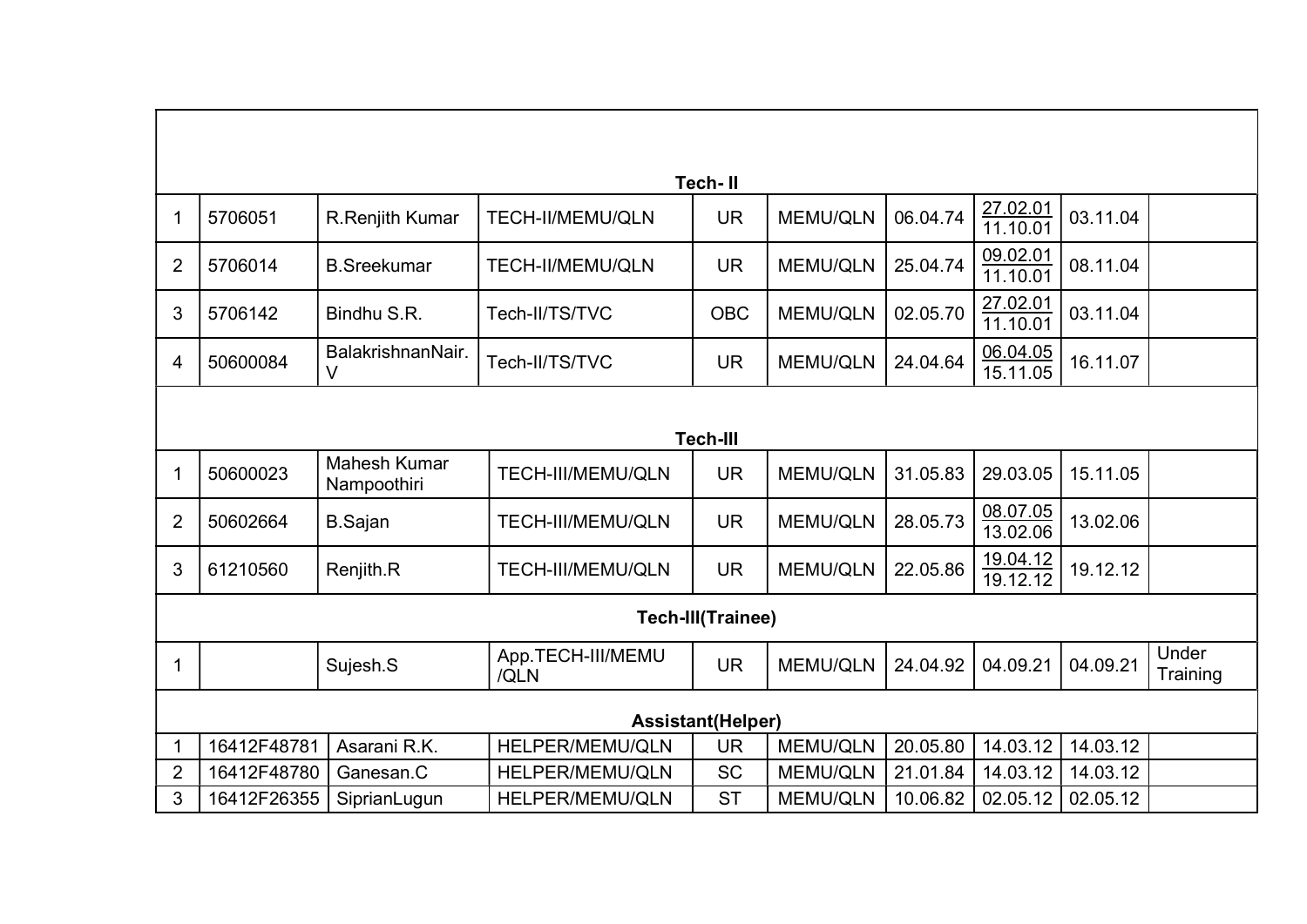| | | | | | | | | | |
|---|---|---|---|---|---|---|---|---|---|
| **Tech- II** | | | | | | | | | |
| 1 | 5706051 | R.Renjith Kumar | TECH-II/MEMU/QLN | UR | MEMU/QLN | 06.04.74 | 27.02.01 / 11.10.01 | 03.11.04 | |
| 2 | 5706014 | B.Sreekumar | TECH-II/MEMU/QLN | UR | MEMU/QLN | 25.04.74 | 09.02.01 / 11.10.01 | 08.11.04 | |
| 3 | 5706142 | Bindhu S.R. | Tech-II/TS/TVC | OBC | MEMU/QLN | 02.05.70 | 27.02.01 / 11.10.01 | 03.11.04 | |
| 4 | 50600084 | BalakrishnanNair. V | Tech-II/TS/TVC | UR | MEMU/QLN | 24.04.64 | 06.04.05 / 15.11.05 | 16.11.07 | |
| **Tech-III** | | | | | | | | | |
| 1 | 50600023 | Mahesh Kumar Nampoothiri | TECH-III/MEMU/QLN | UR | MEMU/QLN | 31.05.83 | 29.03.05 | 15.11.05 | |
| 2 | 50602664 | B.Sajan | TECH-III/MEMU/QLN | UR | MEMU/QLN | 28.05.73 | 08.07.05 / 13.02.06 | 13.02.06 | |
| 3 | 61210560 | Renjith.R | TECH-III/MEMU/QLN | UR | MEMU/QLN | 22.05.86 | 19.04.12 / 19.12.12 | 19.12.12 | |
| **Tech-III(Trainee)** | | | | | | | | | |
| 1 | | Sujesh.S | App.TECH-III/MEMU /QLN | UR | MEMU/QLN | 24.04.92 | 04.09.21 | 04.09.21 | Under Training |
| **Assistant(Helper)** | | | | | | | | | |
| 1 | 16412F48781 | Asarani R.K. | HELPER/MEMU/QLN | UR | MEMU/QLN | 20.05.80 | 14.03.12 | 14.03.12 | |
| 2 | 16412F48780 | Ganesan.C | HELPER/MEMU/QLN | SC | MEMU/QLN | 21.01.84 | 14.03.12 | 14.03.12 | |
| 3 | 16412F26355 | SiprianLugun | HELPER/MEMU/QLN | ST | MEMU/QLN | 10.06.82 | 02.05.12 | 02.05.12 | |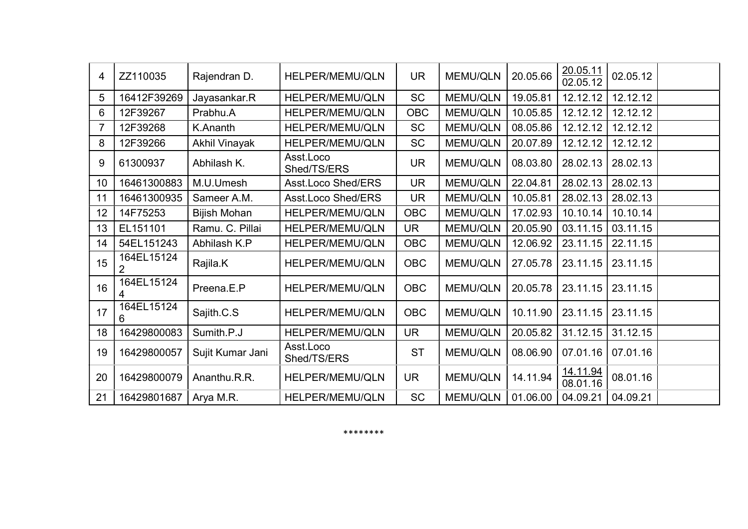| | | | | | | | | | |
|---|---|---|---|---|---|---|---|---|---|
| 4 | ZZ110035 | Rajendran D. | HELPER/MEMU/QLN | UR | MEMU/QLN | 20.05.66 | 20.05.11 02.05.12 | 02.05.12 | |
| 5 | 16412F39269 | Jayasankar.R | HELPER/MEMU/QLN | SC | MEMU/QLN | 19.05.81 | 12.12.12 | 12.12.12 | |
| 6 | 12F39267 | Prabhu.A | HELPER/MEMU/QLN | OBC | MEMU/QLN | 10.05.85 | 12.12.12 | 12.12.12 | |
| 7 | 12F39268 | K.Ananth | HELPER/MEMU/QLN | SC | MEMU/QLN | 08.05.86 | 12.12.12 | 12.12.12 | |
| 8 | 12F39266 | Akhil Vinayak | HELPER/MEMU/QLN | SC | MEMU/QLN | 20.07.89 | 12.12.12 | 12.12.12 | |
| 9 | 61300937 | Abhilash K. | Asst.Loco Shed/TS/ERS | UR | MEMU/QLN | 08.03.80 | 28.02.13 | 28.02.13 | |
| 10 | 16461300883 | M.U.Umesh | Asst.Loco Shed/ERS | UR | MEMU/QLN | 22.04.81 | 28.02.13 | 28.02.13 | |
| 11 | 16461300935 | Sameer A.M. | Asst.Loco Shed/ERS | UR | MEMU/QLN | 10.05.81 | 28.02.13 | 28.02.13 | |
| 12 | 14F75253 | Bijish Mohan | HELPER/MEMU/QLN | OBC | MEMU/QLN | 17.02.93 | 10.10.14 | 10.10.14 | |
| 13 | EL151101 | Ramu. C. Pillai | HELPER/MEMU/QLN | UR | MEMU/QLN | 20.05.90 | 03.11.15 | 03.11.15 | |
| 14 | 54EL151243 | Abhilash K.P | HELPER/MEMU/QLN | OBC | MEMU/QLN | 12.06.92 | 23.11.15 | 22.11.15 | |
| 15 | 164EL151242 | Rajila.K | HELPER/MEMU/QLN | OBC | MEMU/QLN | 27.05.78 | 23.11.15 | 23.11.15 | |
| 16 | 164EL151244 | Preena.E.P | HELPER/MEMU/QLN | OBC | MEMU/QLN | 20.05.78 | 23.11.15 | 23.11.15 | |
| 17 | 164EL151246 | Sajith.C.S | HELPER/MEMU/QLN | OBC | MEMU/QLN | 10.11.90 | 23.11.15 | 23.11.15 | |
| 18 | 16429800083 | Sumith.P.J | HELPER/MEMU/QLN | UR | MEMU/QLN | 20.05.82 | 31.12.15 | 31.12.15 | |
| 19 | 16429800057 | Sujit Kumar Jani | Asst.Loco Shed/TS/ERS | ST | MEMU/QLN | 08.06.90 | 07.01.16 | 07.01.16 | |
| 20 | 16429800079 | Ananthu.R.R. | HELPER/MEMU/QLN | UR | MEMU/QLN | 14.11.94 | 14.11.94 08.01.16 | 08.01.16 | |
| 21 | 16429801687 | Arya M.R. | HELPER/MEMU/QLN | SC | MEMU/QLN | 01.06.00 | 04.09.21 | 04.09.21 | |

********